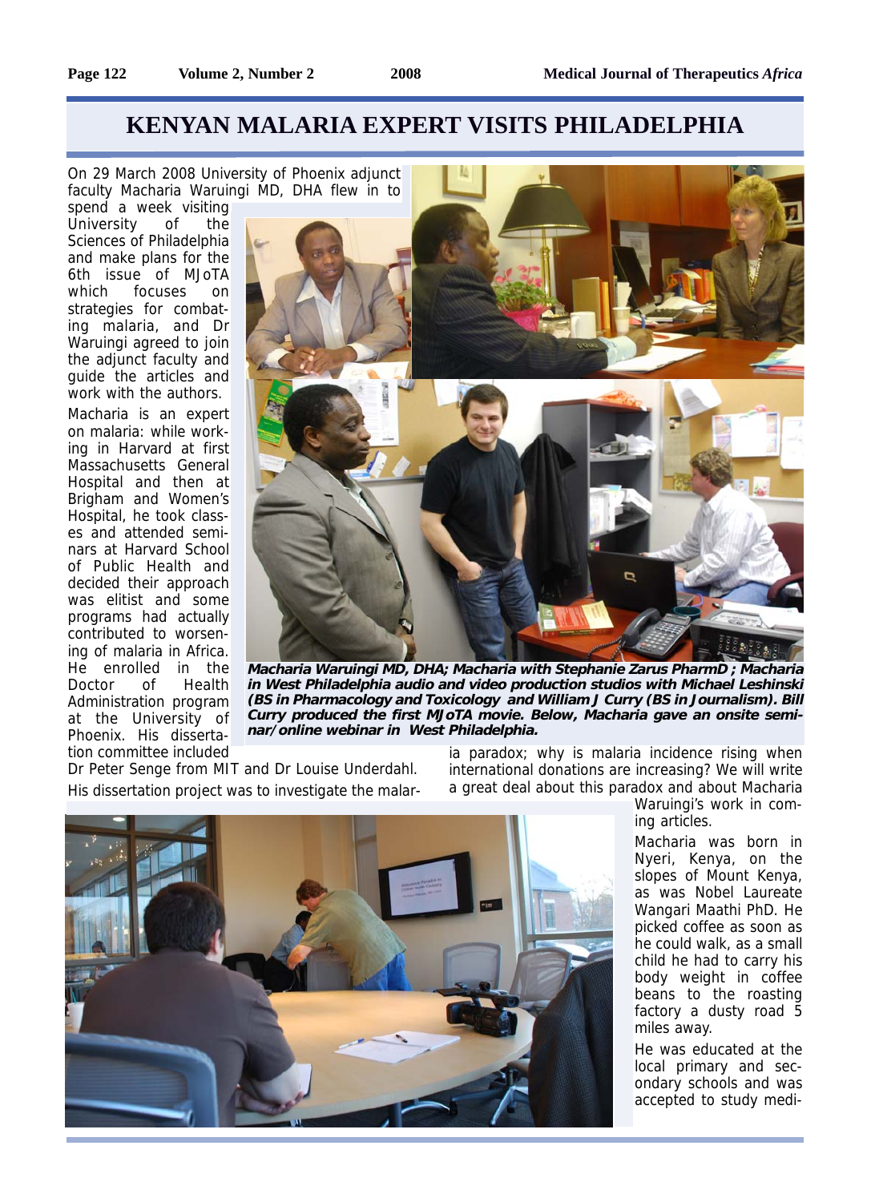# KENYAN MALARIA EXPERT VISITS PHILADELPHIA

On 29 March 2008 University of Phoenix adjunct faculty Macharia Waruingi MD, DHA flew in to spend a week visiting University of the Sciences of Philadelphia and make plans for the 6th issue of MJoTA which focuses on strategies for combating malaria, and Dr Waruingi agreed to join the adjunct faculty and guide the articles and work with the authors.

Macharia is an expert on malaria: while working in Harvard at first Massachusetts General Hospital and then at Brigham and Women's Hospital, he took classes and attended seminars at Harvard School of Public Health and decided their approach was elitist and some programs had actually contributed to worsening of malaria in Africa. He enrolled in the Doctor of Health Administration program at the University of Phoenix. His dissertation committee included Dr Peter Senge from MIT and Dr Louise Underdahl.

His dissertation project was to investigate the malaria paradox; why is malaria incidence rising when international donations are increasing? We will write a great deal about this paradox and about Macharia Waruingi's work in coming articles.

***Macharia Waruingi MD, DHA; Macharia with Stephanie Zarus PharmD ; Macharia in West Philadelphia audio and video production studios with Michael Leshinski (BS in Pharmacology and Toxicology and William J Curry (BS in Journalism). Bill Curry produced the first MJoTA movie. Below, Macharia gave an onsite seminar/online webinar in West Philadelphia.***

Macharia was born in Nyeri, Kenya, on the slopes of Mount Kenya, as was Nobel Laureate Wangari Maathi PhD. He picked coffee as soon as he could walk, as a small child he had to carry his body weight in coffee beans to the roasting factory a dusty road 5 miles away.

He was educated at the local primary and secondary schools and was accepted to study medi-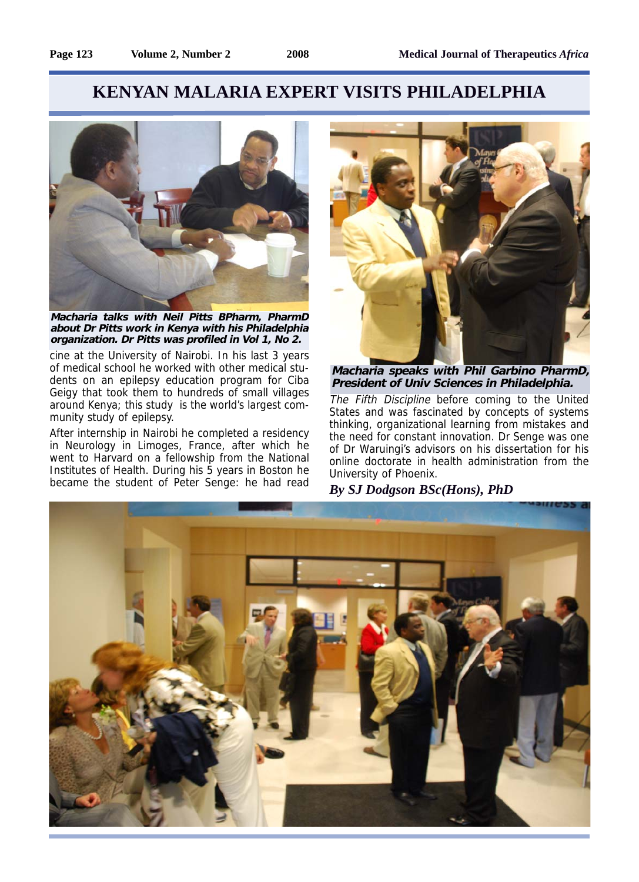# KENYAN MALARIA EXPERT VISITS PHILADELPHIA

**Macharia talks with Neil Pitts BPharm, PharmD about Dr Pitts work in Kenya with his Philadelphia organization. Dr Pitts was profiled in Vol 1, No 2.**

cine at the University of Nairobi. In his last 3 years of medical school he worked with other medical students on an epilepsy education program for Ciba Geigy that took them to hundreds of small villages around Kenya; this study is the world's largest community study of epilepsy.

After internship in Nairobi he completed a residency in Neurology in Limoges, France, after which he went to Harvard on a fellowship from the National Institutes of Health. During his 5 years in Boston he became the student of Peter Senge: he had read *The Fifth Discipline* before coming to the United States and was fascinated by concepts of systems thinking, organizational learning from mistakes and the need for constant innovation. Dr Senge was one of Dr Waruingi's advisors on his dissertation for his online doctorate in health administration from the University of Phoenix.

**Macharia speaks with Phil Garbino PharmD, President of Univ Sciences in Philadelphia.**

***By SJ Dodgson BSc(Hons), PhD***